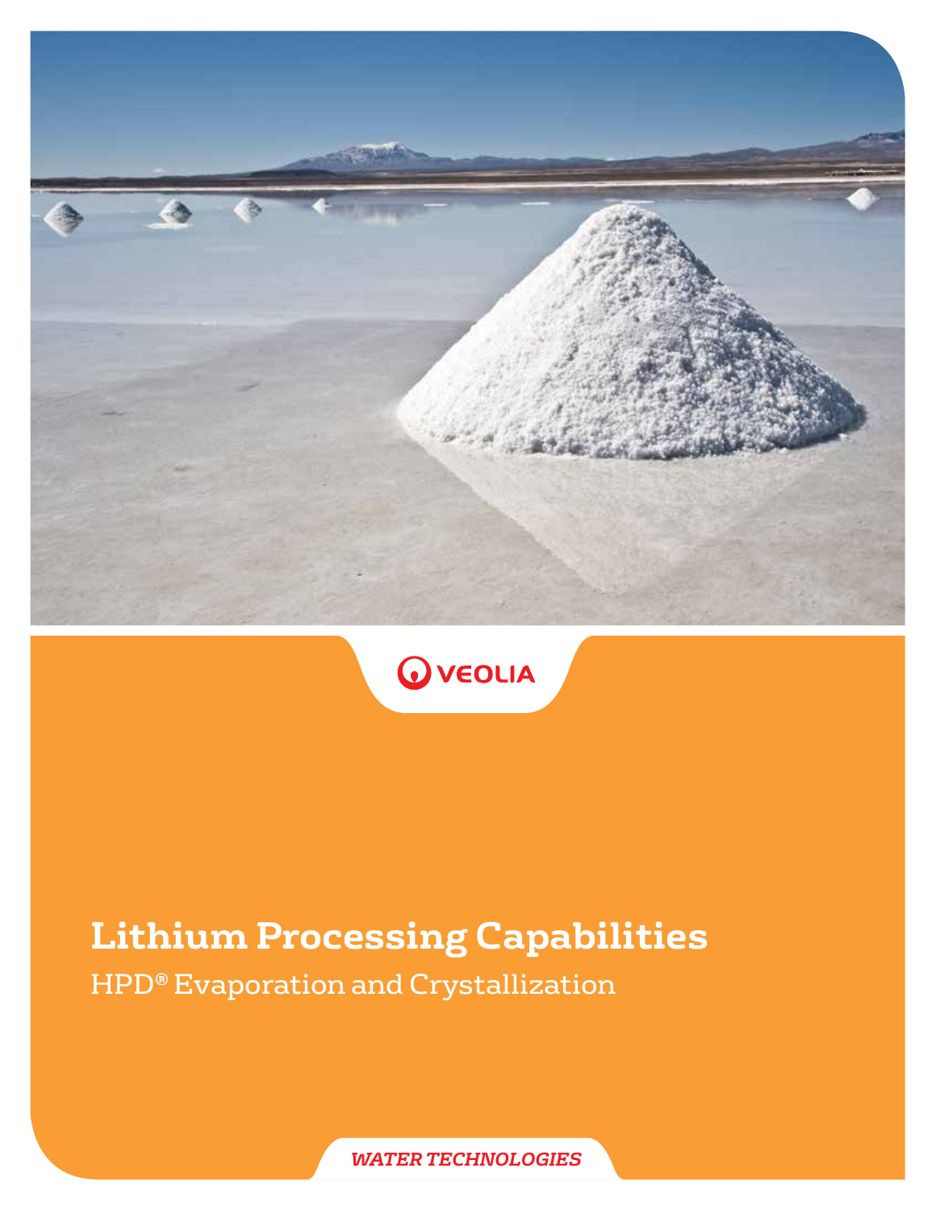VEOLIA

# Lithium Processing Capabilities

## HPD® Evaporation and Crystallization

*WATER TECHNOLOGIES*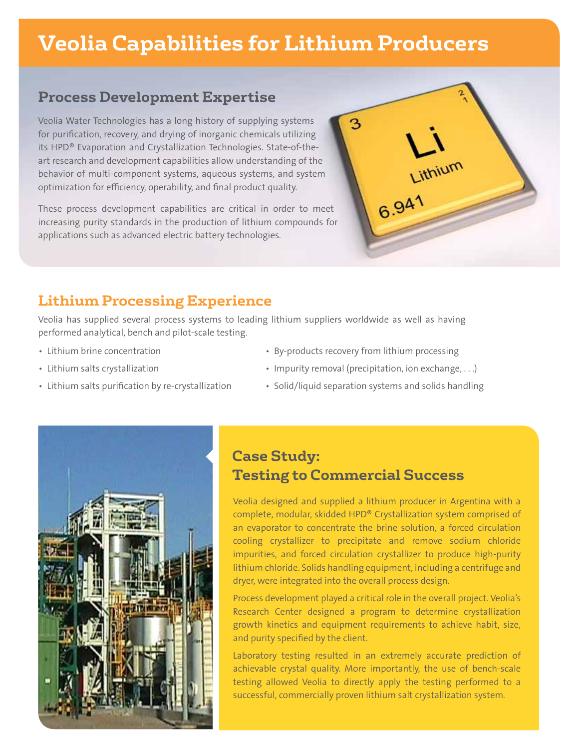# Veolia Capabilities for Lithium Producers

## Process Development Expertise

Veolia Water Technologies has a long history of supplying systems for purification, recovery, and drying of inorganic chemicals utilizing its HPD® Evaporation and Crystallization Technologies. State-of-the-art research and development capabilities allow understanding of the behavior of multi-component systems, aqueous systems, and system optimization for efficiency, operability, and final product quality.

These process development capabilities are critical in order to meet increasing purity standards in the production of lithium compounds for applications such as advanced electric battery technologies.

## Lithium Processing Experience

Veolia has supplied several process systems to leading lithium suppliers worldwide as well as having performed analytical, bench and pilot-scale testing.

- Lithium brine concentration
- Lithium salts crystallization
- Lithium salts purification by re-crystallization
- By-products recovery from lithium processing
- Impurity removal (precipitation, ion exchange, . . .)
- Solid/liquid separation systems and solids handling

## Case Study: Testing to Commercial Success

Veolia designed and supplied a lithium producer in Argentina with a complete, modular, skidded HPD® Crystallization system comprised of an evaporator to concentrate the brine solution, a forced circulation cooling crystallizer to precipitate and remove sodium chloride impurities, and forced circulation crystallizer to produce high-purity lithium chloride. Solids handling equipment, including a centrifuge and dryer, were integrated into the overall process design.

Process development played a critical role in the overall project. Veolia's Research Center designed a program to determine crystallization growth kinetics and equipment requirements to achieve habit, size, and purity specified by the client.

Laboratory testing resulted in an extremely accurate prediction of achievable crystal quality. More importantly, the use of bench-scale testing allowed Veolia to directly apply the testing performed to a successful, commercially proven lithium salt crystallization system.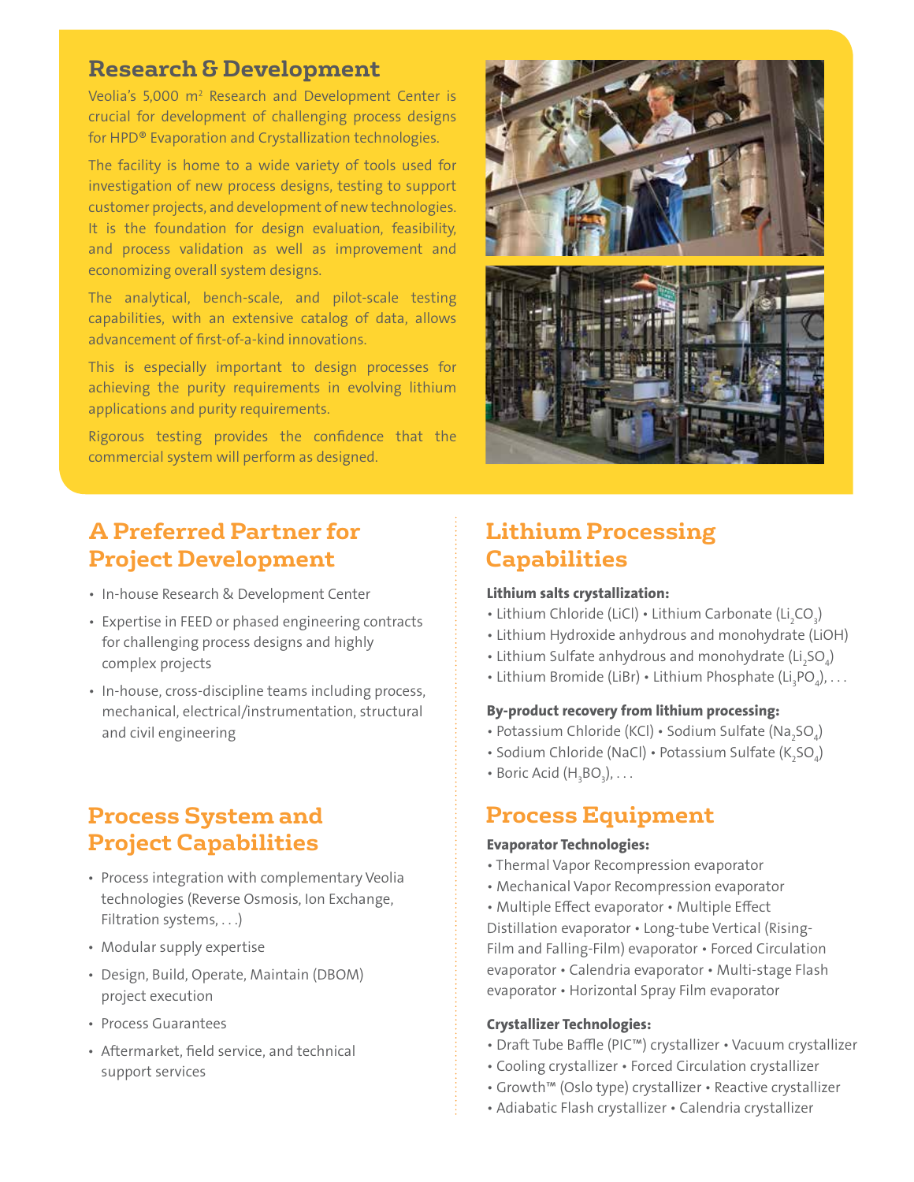## Research & Development

Veolia's 5,000 $m^2$ Research and Development Center is crucial for development of challenging process designs for HPD® Evaporation and Crystallization technologies.

The facility is home to a wide variety of tools used for investigation of new process designs, testing to support customer projects, and development of new technologies. It is the foundation for design evaluation, feasibility, and process validation as well as improvement and economizing overall system designs.

The analytical, bench-scale, and pilot-scale testing capabilities, with an extensive catalog of data, allows advancement of first-of-a-kind innovations.

This is especially important to design processes for achieving the purity requirements in evolving lithium applications and purity requirements.

Rigorous testing provides the confidence that the commercial system will perform as designed.

## A Preferred Partner for Project Development

- In-house Research & Development Center
- Expertise in FEED or phased engineering contracts for challenging process designs and highly complex projects
- In-house, cross-discipline teams including process, mechanical, electrical/instrumentation, structural and civil engineering

## Process System and Project Capabilities

- Process integration with complementary Veolia technologies (Reverse Osmosis, Ion Exchange, Filtration systems, . . .)
- Modular supply expertise
- Design, Build, Operate, Maintain (DBOM) project execution
- Process Guarantees
- Aftermarket, field service, and technical support services

## Lithium Processing Capabilities

**Lithium salts crystallization:**

- Lithium Chloride (LiCl) • Lithium Carbonate ($Li_2CO_3$)
- Lithium Hydroxide anhydrous and monohydrate (LiOH)
- Lithium Sulfate anhydrous and monohydrate ($Li_2SO_4$)
- Lithium Bromide (LiBr) • Lithium Phosphate ($Li_3PO_4$), . . .

**By-product recovery from lithium processing:**

- Potassium Chloride (KCl) • Sodium Sulfate ($Na_2SO_4$)
- Sodium Chloride (NaCl) • Potassium Sulfate ($K_2SO_4$)
- Boric Acid ($H_3BO_3$), . . .

## Process Equipment

**Evaporator Technologies:**

- Thermal Vapor Recompression evaporator
- Mechanical Vapor Recompression evaporator
- Multiple Effect evaporator • Multiple Effect Distillation evaporator • Long-tube Vertical (Rising-Film and Falling-Film) evaporator • Forced Circulation evaporator • Calendria evaporator • Multi-stage Flash evaporator • Horizontal Spray Film evaporator

**Crystallizer Technologies:**

- Draft Tube Baffle (PIC™) crystallizer • Vacuum crystallizer
- Cooling crystallizer • Forced Circulation crystallizer
- Growth™ (Oslo type) crystallizer • Reactive crystallizer
- Adiabatic Flash crystallizer • Calendria crystallizer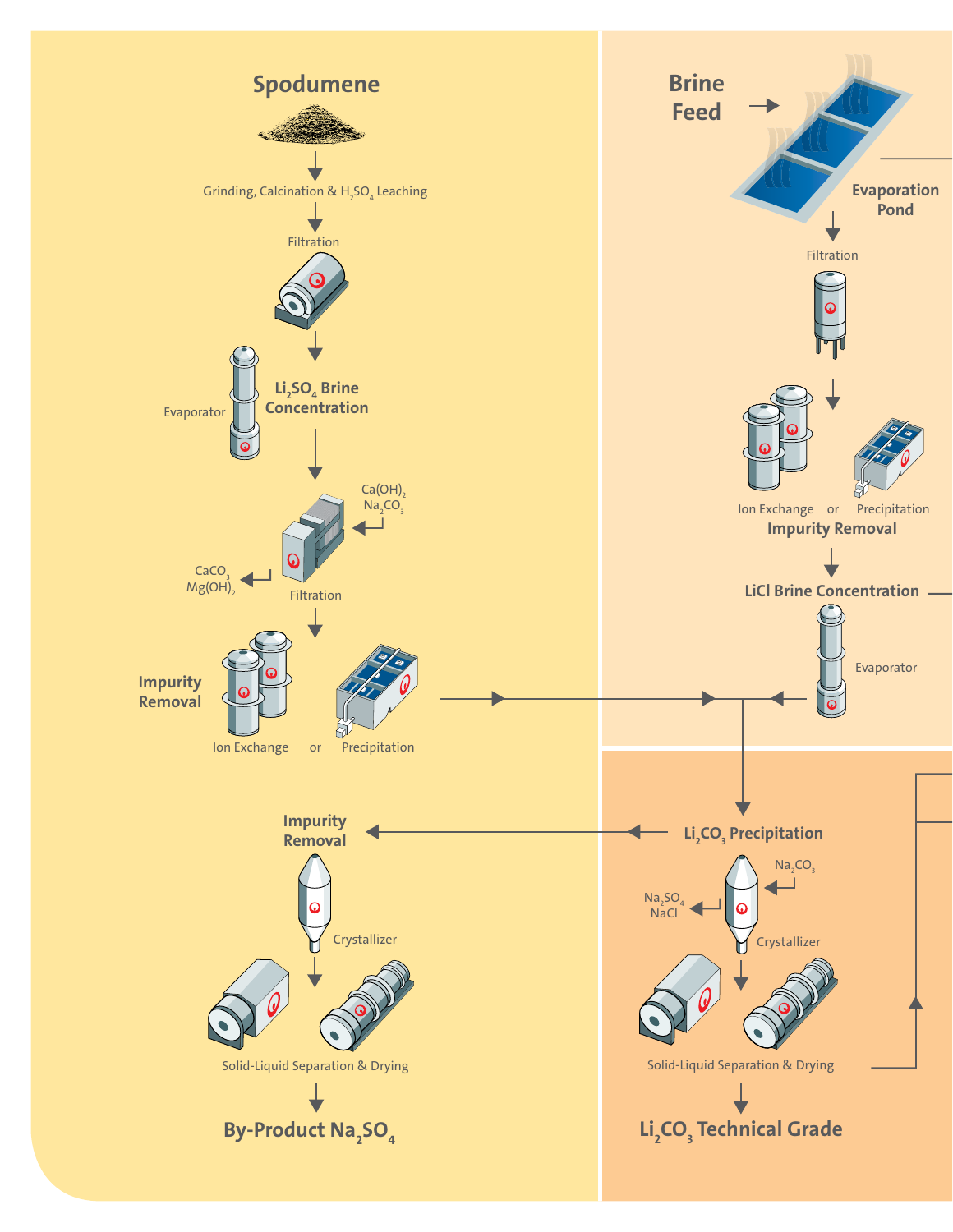## Spodumene

Grinding, Calcination & $H_2SO_4$ Leaching

Filtration

Evaporator

**$Li_2SO_4$ Brine Concentration**

$Ca(OH)_2$
$Na_2CO_3$

$CaCO_3$
$Mg(OH)_2$

Filtration

**Impurity Removal**

Ion Exchange or Precipitation

**Impurity Removal**

Crystallizer

Solid-Liquid Separation & Drying

**By-Product $Na_2SO_4$**

## Brine Feed

**Evaporation Pond**

Filtration

Ion Exchange or Precipitation

**Impurity Removal**

**LiCl Brine Concentration**

Evaporator

**$Li_2CO_3$ Precipitation**

$Na_2CO_3$

$Na_2SO_4$
NaCl

Crystallizer

Solid-Liquid Separation & Drying

**$Li_2CO_3$ Technical Grade**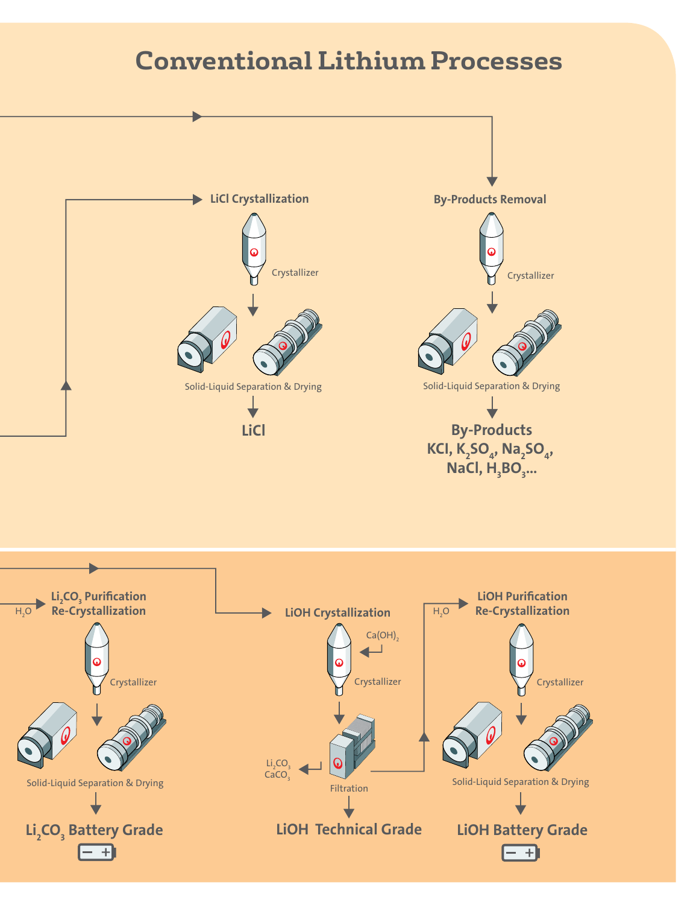# Conventional Lithium Processes

### LiCl Crystallization

Crystallizer

Solid-Liquid Separation & Drying

**LiCl**

### By-Products Removal

Crystallizer

Solid-Liquid Separation & Drying

**By-Products**
**KCl, $K_2SO_4$, $Na_2SO_4$, NaCl, $H_3BO_3$,...**

### $Li_2CO_3$ Purification Re-Crystallization

$H_2O$

Crystallizer

Solid-Liquid Separation & Drying

**$Li_2CO_3$ Battery Grade**

### LiOH Crystallization

$Ca(OH)_2$

Crystallizer

Filtration

$Li_2CO_3$
$CaCO_3$

**LiOH Technical Grade**

### LiOH Purification Re-Crystallization

$H_2O$

Crystallizer

Solid-Liquid Separation & Drying

**LiOH Battery Grade**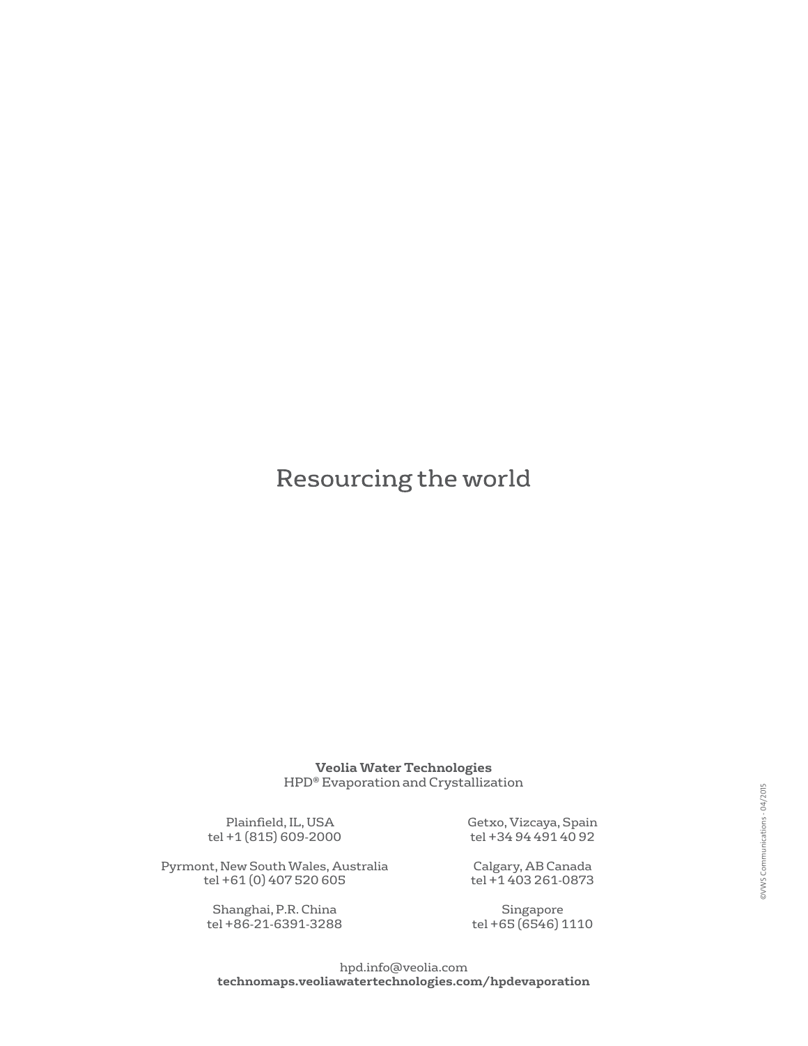Resourcing the world

**Veolia Water Technologies**
HPD® Evaporation and Crystallization

Plainfield, IL, USA
tel +1 (815) 609-2000

Getxo, Vizcaya, Spain
tel +34 94 491 40 92

Pyrmont, New South Wales, Australia
tel +61 (0) 407 520 605

Calgary, AB Canada
tel +1 403 261-0873

Shanghai, P.R. China
tel +86-21-6391-3288

Singapore
tel +65 (6546) 1110

hpd.info@veolia.com
**technomaps.veoliawatertechnologies.com/hpdevaporation**

©VWS Communications - 04/2015